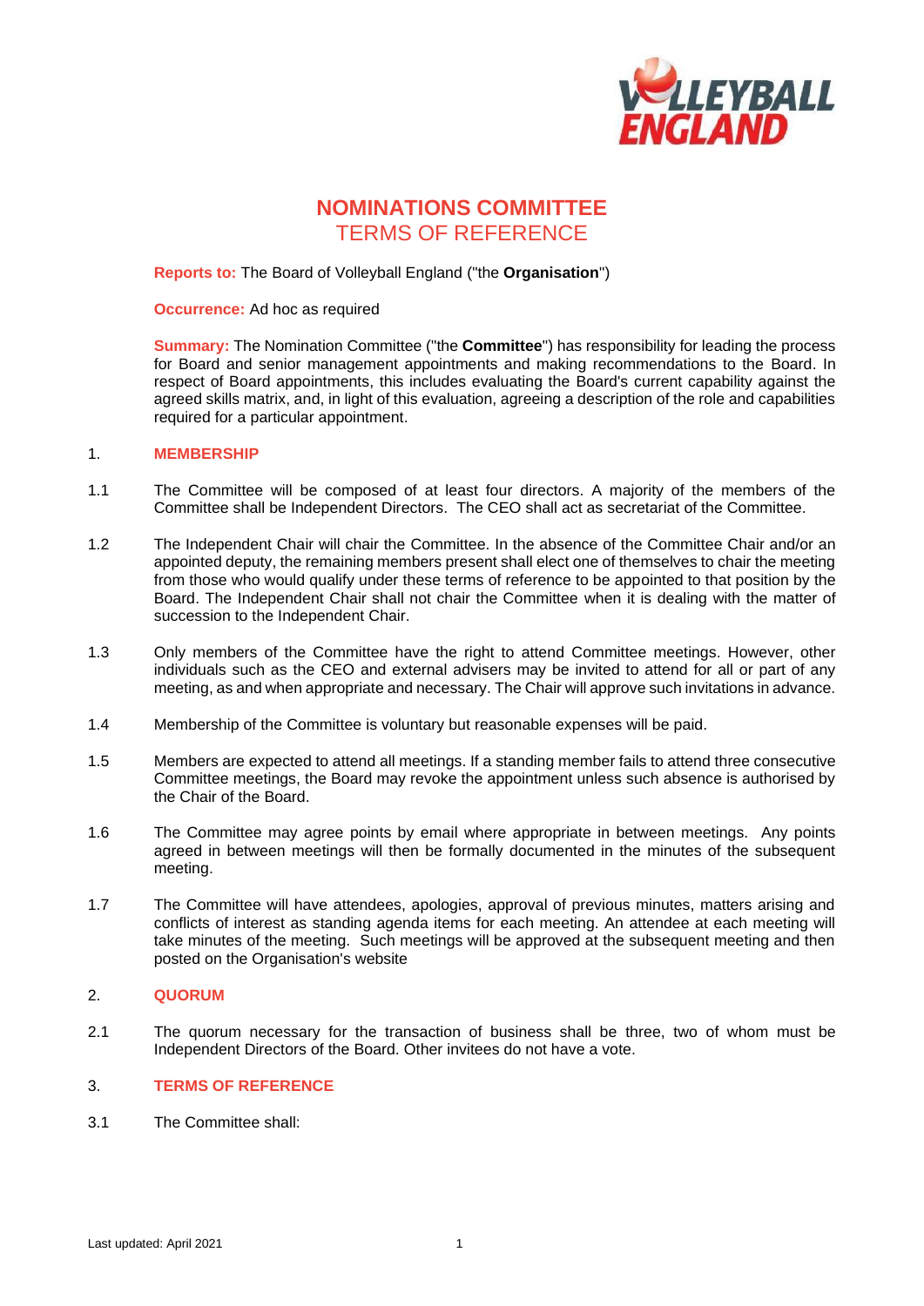# NOMINATIONS COMMITTEE
## TERMS OF REFERENCE

**Reports to:** The Board of Volleyball England ("the **Organisation**")

**Occurrence:** Ad hoc as required

**Summary:** The Nomination Committee ("the **Committee**") has responsibility for leading the process for Board and senior management appointments and making recommendations to the Board. In respect of Board appointments, this includes evaluating the Board's current capability against the agreed skills matrix, and, in light of this evaluation, agreeing a description of the role and capabilities required for a particular appointment.

## 1. MEMBERSHIP

1.1 The Committee will be composed of at least four directors. A majority of the members of the Committee shall be Independent Directors. The CEO shall act as secretariat of the Committee.

1.2 The Independent Chair will chair the Committee. In the absence of the Committee Chair and/or an appointed deputy, the remaining members present shall elect one of themselves to chair the meeting from those who would qualify under these terms of reference to be appointed to that position by the Board. The Independent Chair shall not chair the Committee when it is dealing with the matter of succession to the Independent Chair.

1.3 Only members of the Committee have the right to attend Committee meetings. However, other individuals such as the CEO and external advisers may be invited to attend for all or part of any meeting, as and when appropriate and necessary. The Chair will approve such invitations in advance.

1.4 Membership of the Committee is voluntary but reasonable expenses will be paid.

1.5 Members are expected to attend all meetings. If a standing member fails to attend three consecutive Committee meetings, the Board may revoke the appointment unless such absence is authorised by the Chair of the Board.

1.6 The Committee may agree points by email where appropriate in between meetings. Any points agreed in between meetings will then be formally documented in the minutes of the subsequent meeting.

1.7 The Committee will have attendees, apologies, approval of previous minutes, matters arising and conflicts of interest as standing agenda items for each meeting. An attendee at each meeting will take minutes of the meeting. Such meetings will be approved at the subsequent meeting and then posted on the Organisation's website

## 2. QUORUM

2.1 The quorum necessary for the transaction of business shall be three, two of whom must be Independent Directors of the Board. Other invitees do not have a vote.

## 3. TERMS OF REFERENCE

3.1 The Committee shall:

Last updated: April 2021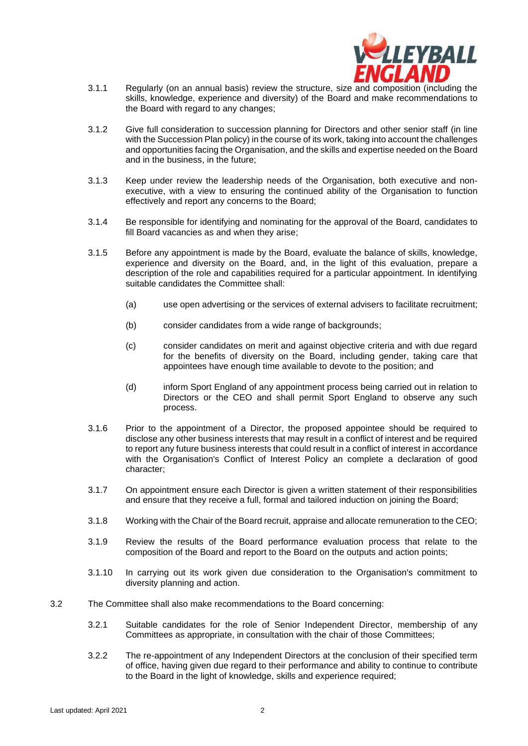3.1.1 Regularly (on an annual basis) review the structure, size and composition (including the skills, knowledge, experience and diversity) of the Board and make recommendations to the Board with regard to any changes;

3.1.2 Give full consideration to succession planning for Directors and other senior staff (in line with the Succession Plan policy) in the course of its work, taking into account the challenges and opportunities facing the Organisation, and the skills and expertise needed on the Board and in the business, in the future;

3.1.3 Keep under review the leadership needs of the Organisation, both executive and non-executive, with a view to ensuring the continued ability of the Organisation to function effectively and report any concerns to the Board;

3.1.4 Be responsible for identifying and nominating for the approval of the Board, candidates to fill Board vacancies as and when they arise;

3.1.5 Before any appointment is made by the Board, evaluate the balance of skills, knowledge, experience and diversity on the Board, and, in the light of this evaluation, prepare a description of the role and capabilities required for a particular appointment. In identifying suitable candidates the Committee shall:

   (a) use open advertising or the services of external advisers to facilitate recruitment;

   (b) consider candidates from a wide range of backgrounds;

   (c) consider candidates on merit and against objective criteria and with due regard for the benefits of diversity on the Board, including gender, taking care that appointees have enough time available to devote to the position; and

   (d) inform Sport England of any appointment process being carried out in relation to Directors or the CEO and shall permit Sport England to observe any such process.

3.1.6 Prior to the appointment of a Director, the proposed appointee should be required to disclose any other business interests that may result in a conflict of interest and be required to report any future business interests that could result in a conflict of interest in accordance with the Organisation's Conflict of Interest Policy an complete a declaration of good character;

3.1.7 On appointment ensure each Director is given a written statement of their responsibilities and ensure that they receive a full, formal and tailored induction on joining the Board;

3.1.8 Working with the Chair of the Board recruit, appraise and allocate remuneration to the CEO;

3.1.9 Review the results of the Board performance evaluation process that relate to the composition of the Board and report to the Board on the outputs and action points;

3.1.10 In carrying out its work given due consideration to the Organisation's commitment to diversity planning and action.

3.2 The Committee shall also make recommendations to the Board concerning:

3.2.1 Suitable candidates for the role of Senior Independent Director, membership of any Committees as appropriate, in consultation with the chair of those Committees;

3.2.2 The re-appointment of any Independent Directors at the conclusion of their specified term of office, having given due regard to their performance and ability to continue to contribute to the Board in the light of knowledge, skills and experience required;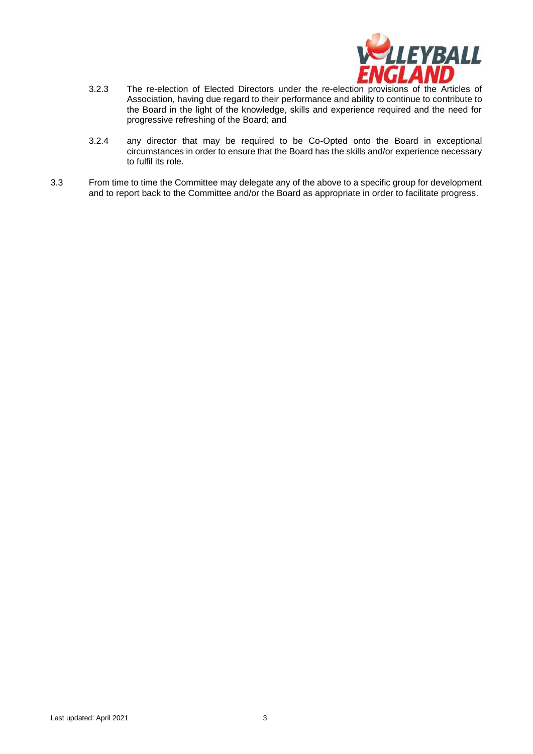3.2.3 The re-election of Elected Directors under the re-election provisions of the Articles of Association, having due regard to their performance and ability to continue to contribute to the Board in the light of the knowledge, skills and experience required and the need for progressive refreshing of the Board; and

3.2.4 any director that may be required to be Co-Opted onto the Board in exceptional circumstances in order to ensure that the Board has the skills and/or experience necessary to fulfil its role.

3.3 From time to time the Committee may delegate any of the above to a specific group for development and to report back to the Committee and/or the Board as appropriate in order to facilitate progress.